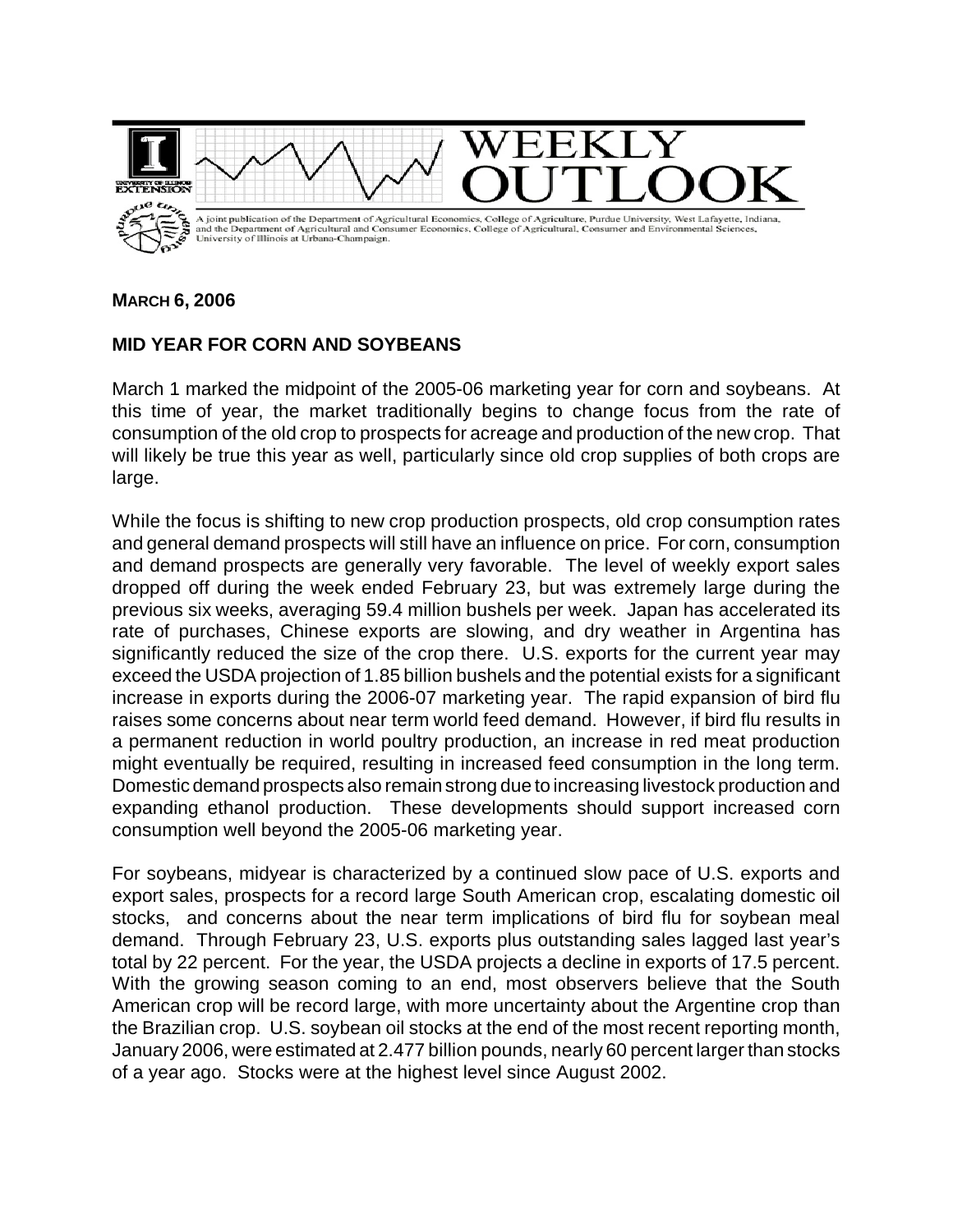# WEEKLY OUTLOOK

A joint publication of the Department of Agricultural Economics, College of Agriculture, Purdue University, West Lafayette, Indiana, and the Department of Agricultural and Consumer Economics, College of Agricultural, Consumer and Environmental Sciences, University of Illinois at Urbana-Champaign.

**MARCH 6, 2006**

## MID YEAR FOR CORN AND SOYBEANS

March 1 marked the midpoint of the 2005-06 marketing year for corn and soybeans. At this time of year, the market traditionally begins to change focus from the rate of consumption of the old crop to prospects for acreage and production of the new crop. That will likely be true this year as well, particularly since old crop supplies of both crops are large.

While the focus is shifting to new crop production prospects, old crop consumption rates and general demand prospects will still have an influence on price. For corn, consumption and demand prospects are generally very favorable. The level of weekly export sales dropped off during the week ended February 23, but was extremely large during the previous six weeks, averaging 59.4 million bushels per week. Japan has accelerated its rate of purchases, Chinese exports are slowing, and dry weather in Argentina has significantly reduced the size of the crop there. U.S. exports for the current year may exceed the USDA projection of 1.85 billion bushels and the potential exists for a significant increase in exports during the 2006-07 marketing year. The rapid expansion of bird flu raises some concerns about near term world feed demand. However, if bird flu results in a permanent reduction in world poultry production, an increase in red meat production might eventually be required, resulting in increased feed consumption in the long term. Domestic demand prospects also remain strong due to increasing livestock production and expanding ethanol production. These developments should support increased corn consumption well beyond the 2005-06 marketing year.

For soybeans, midyear is characterized by a continued slow pace of U.S. exports and export sales, prospects for a record large South American crop, escalating domestic oil stocks, and concerns about the near term implications of bird flu for soybean meal demand. Through February 23, U.S. exports plus outstanding sales lagged last year's total by 22 percent. For the year, the USDA projects a decline in exports of 17.5 percent. With the growing season coming to an end, most observers believe that the South American crop will be record large, with more uncertainty about the Argentine crop than the Brazilian crop. U.S. soybean oil stocks at the end of the most recent reporting month, January 2006, were estimated at 2.477 billion pounds, nearly 60 percent larger than stocks of a year ago. Stocks were at the highest level since August 2002.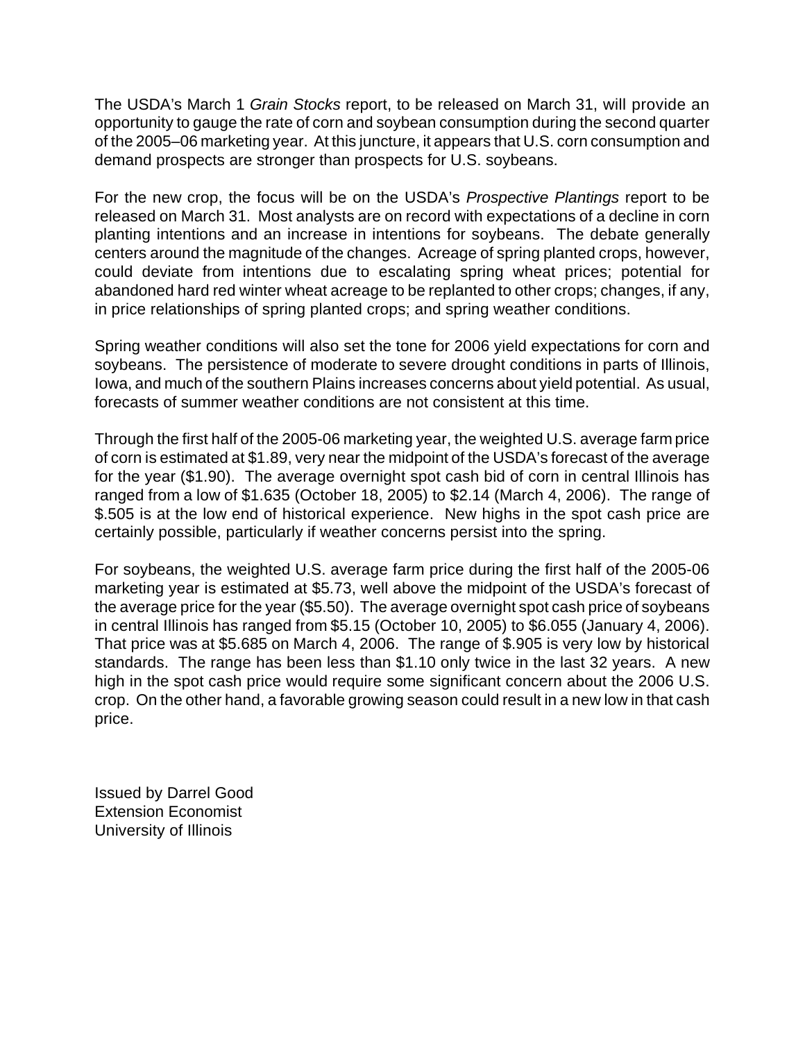The USDA's March 1 *Grain Stocks* report, to be released on March 31, will provide an opportunity to gauge the rate of corn and soybean consumption during the second quarter of the 2005–06 marketing year. At this juncture, it appears that U.S. corn consumption and demand prospects are stronger than prospects for U.S. soybeans.

For the new crop, the focus will be on the USDA's *Prospective Plantings* report to be released on March 31. Most analysts are on record with expectations of a decline in corn planting intentions and an increase in intentions for soybeans. The debate generally centers around the magnitude of the changes. Acreage of spring planted crops, however, could deviate from intentions due to escalating spring wheat prices; potential for abandoned hard red winter wheat acreage to be replanted to other crops; changes, if any, in price relationships of spring planted crops; and spring weather conditions.

Spring weather conditions will also set the tone for 2006 yield expectations for corn and soybeans. The persistence of moderate to severe drought conditions in parts of Illinois, Iowa, and much of the southern Plains increases concerns about yield potential. As usual, forecasts of summer weather conditions are not consistent at this time.

Through the first half of the 2005-06 marketing year, the weighted U.S. average farm price of corn is estimated at $1.89, very near the midpoint of the USDA's forecast of the average for the year ($1.90). The average overnight spot cash bid of corn in central Illinois has ranged from a low of $1.635 (October 18, 2005) to $2.14 (March 4, 2006). The range of $.505 is at the low end of historical experience. New highs in the spot cash price are certainly possible, particularly if weather concerns persist into the spring.

For soybeans, the weighted U.S. average farm price during the first half of the 2005-06 marketing year is estimated at $5.73, well above the midpoint of the USDA's forecast of the average price for the year ($5.50). The average overnight spot cash price of soybeans in central Illinois has ranged from $5.15 (October 10, 2005) to $6.055 (January 4, 2006). That price was at $5.685 on March 4, 2006. The range of $.905 is very low by historical standards. The range has been less than $1.10 only twice in the last 32 years. A new high in the spot cash price would require some significant concern about the 2006 U.S. crop. On the other hand, a favorable growing season could result in a new low in that cash price.

Issued by Darrel Good
Extension Economist
University of Illinois